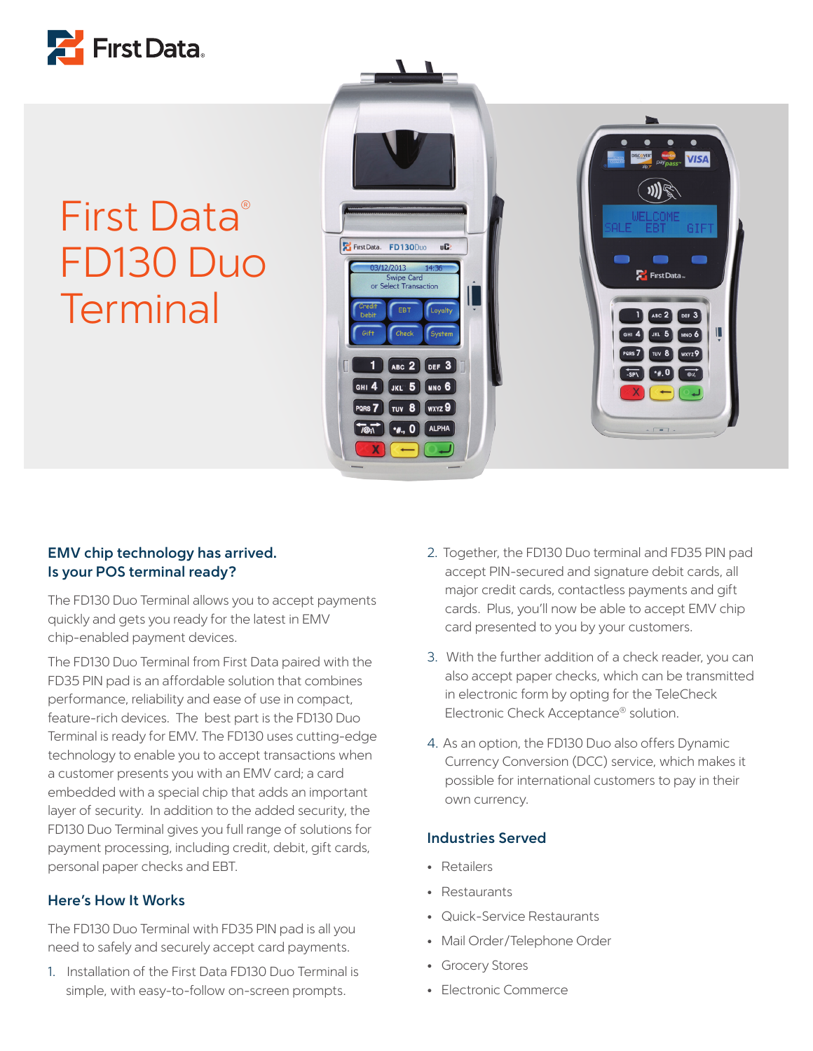# First Data® FD130 Duo Terminal

## EMV chip technology has arrived. Is your POS terminal ready?

The FD130 Duo Terminal allows you to accept payments quickly and gets you ready for the latest in EMV chip-enabled payment devices.

The FD130 Duo Terminal from First Data paired with the FD35 PIN pad is an affordable solution that combines performance, reliability and ease of use in compact, feature-rich devices. The best part is the FD130 Duo Terminal is ready for EMV. The FD130 uses cutting-edge technology to enable you to accept transactions when a customer presents you with an EMV card; a card embedded with a special chip that adds an important layer of security. In addition to the added security, the FD130 Duo Terminal gives you full range of solutions for payment processing, including credit, debit, gift cards, personal paper checks and EBT.

## Here's How It Works

The FD130 Duo Terminal with FD35 PIN pad is all you need to safely and securely accept card payments.

1. Installation of the First Data FD130 Duo Terminal is simple, with easy-to-follow on-screen prompts.
2. Together, the FD130 Duo terminal and FD35 PIN pad accept PIN-secured and signature debit cards, all major credit cards, contactless payments and gift cards. Plus, you'll now be able to accept EMV chip card presented to you by your customers.
3. With the further addition of a check reader, you can also accept paper checks, which can be transmitted in electronic form by opting for the TeleCheck Electronic Check Acceptance® solution.
4. As an option, the FD130 Duo also offers Dynamic Currency Conversion (DCC) service, which makes it possible for international customers to pay in their own currency.

## Industries Served

- Retailers
- Restaurants
- Quick-Service Restaurants
- Mail Order/Telephone Order
- Grocery Stores
- Electronic Commerce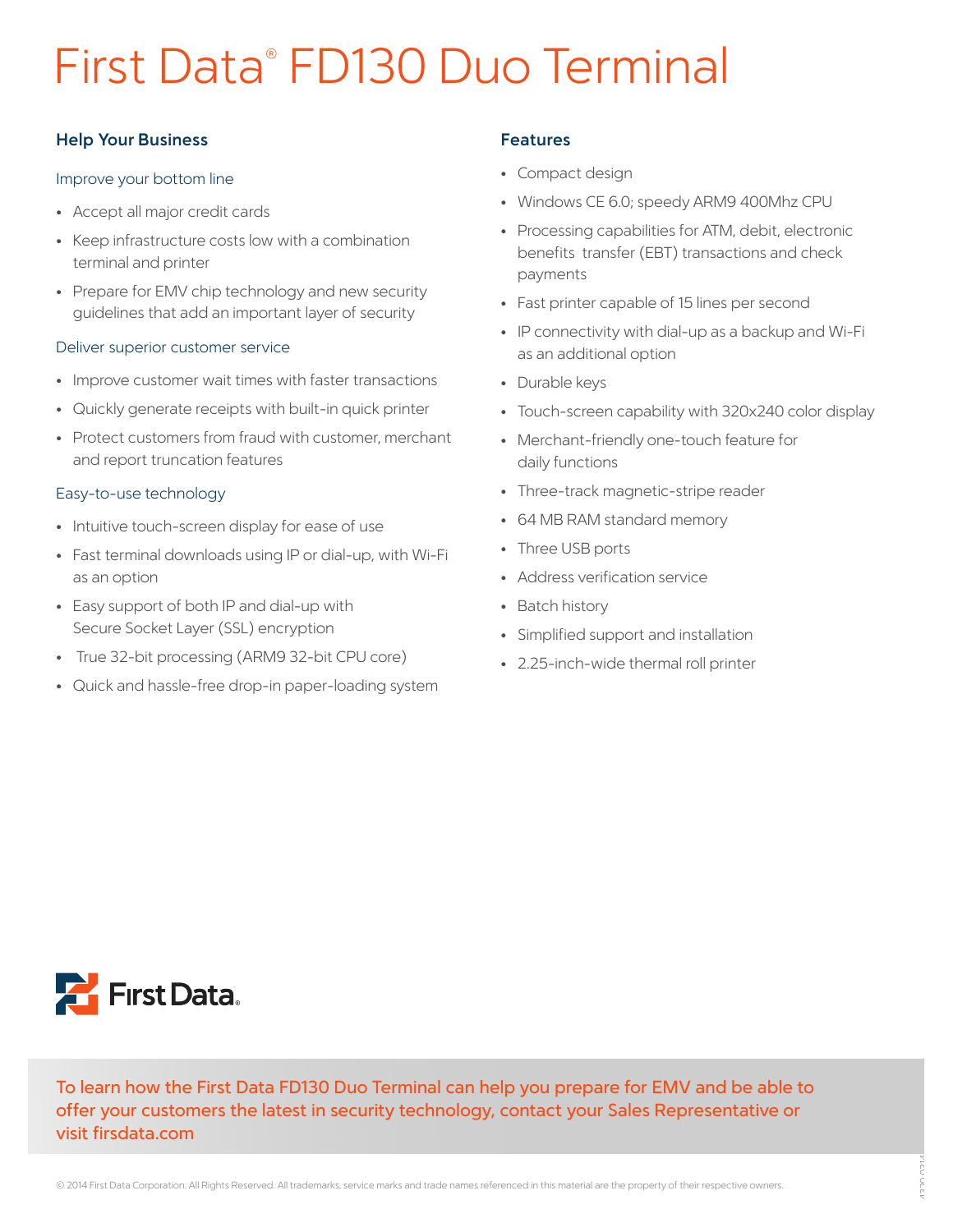# First Data® FD130 Duo Terminal

## Help Your Business

### Improve your bottom line

- Accept all major credit cards
- Keep infrastructure costs low with a combination terminal and printer
- Prepare for EMV chip technology and new security guidelines that add an important layer of security

### Deliver superior customer service

- Improve customer wait times with faster transactions
- Quickly generate receipts with built-in quick printer
- Protect customers from fraud with customer, merchant and report truncation features

### Easy-to-use technology

- Intuitive touch-screen display for ease of use
- Fast terminal downloads using IP or dial-up, with Wi-Fi as an option
- Easy support of both IP and dial-up with Secure Socket Layer (SSL) encryption
- True 32-bit processing (ARM9 32-bit CPU core)
- Quick and hassle-free drop-in paper-loading system

## Features

- Compact design
- Windows CE 6.0; speedy ARM9 400Mhz CPU
- Processing capabilities for ATM, debit, electronic benefits transfer (EBT) transactions and check payments
- Fast printer capable of 15 lines per second
- IP connectivity with dial-up as a backup and Wi-Fi as an additional option
- Durable keys
- Touch-screen capability with 320x240 color display
- Merchant-friendly one-touch feature for daily functions
- Three-track magnetic-stripe reader
- 64 MB RAM standard memory
- Three USB ports
- Address verification service
- Batch history
- Simplified support and installation
- 2.25-inch-wide thermal roll printer

First Data.

To learn how the First Data FD130 Duo Terminal can help you prepare for EMV and be able to offer your customers the latest in security technology, contact your Sales Representative or visit firsdata.com

© 2014 First Data Corporation. All Rights Reserved. All trademarks, service marks and trade names referenced in this material are the property of their respective owners.